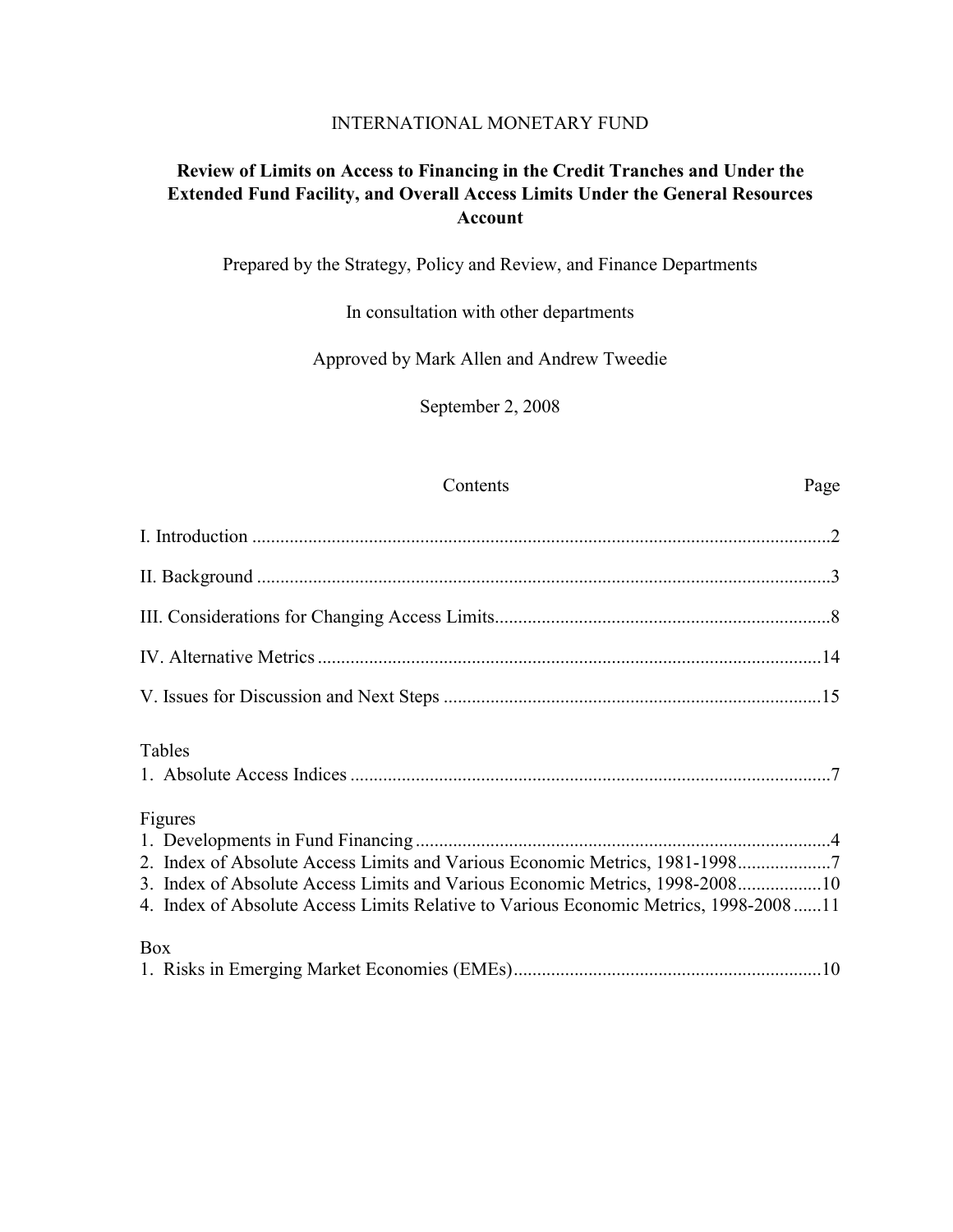INTERNATIONAL MONETARY FUND

# Review of Limits on Access to Financing in the Credit Tranches and Under the Extended Fund Facility, and Overall Access Limits Under the General Resources Account

Prepared by the Strategy, Policy and Review, and Finance Departments

In consultation with other departments

Approved by Mark Allen and Andrew Tweedie

September 2, 2008

| Contents | Page |
|---|---|
| I. Introduction | 2 |
| II. Background | 3 |
| III. Considerations for Changing Access Limits | 8 |
| IV. Alternative Metrics | 14 |
| V. Issues for Discussion and Next Steps | 15 |
| **Tables** | |
| 1. Absolute Access Indices | 7 |
| **Figures** | |
| 1. Developments in Fund Financing | 4 |
| 2. Index of Absolute Access Limits and Various Economic Metrics, 1981-1998 | 7 |
| 3. Index of Absolute Access Limits and Various Economic Metrics, 1998-2008 | 10 |
| 4. Index of Absolute Access Limits Relative to Various Economic Metrics, 1998-2008 | 11 |
| **Box** | |
| 1. Risks in Emerging Market Economies (EMEs) | 10 |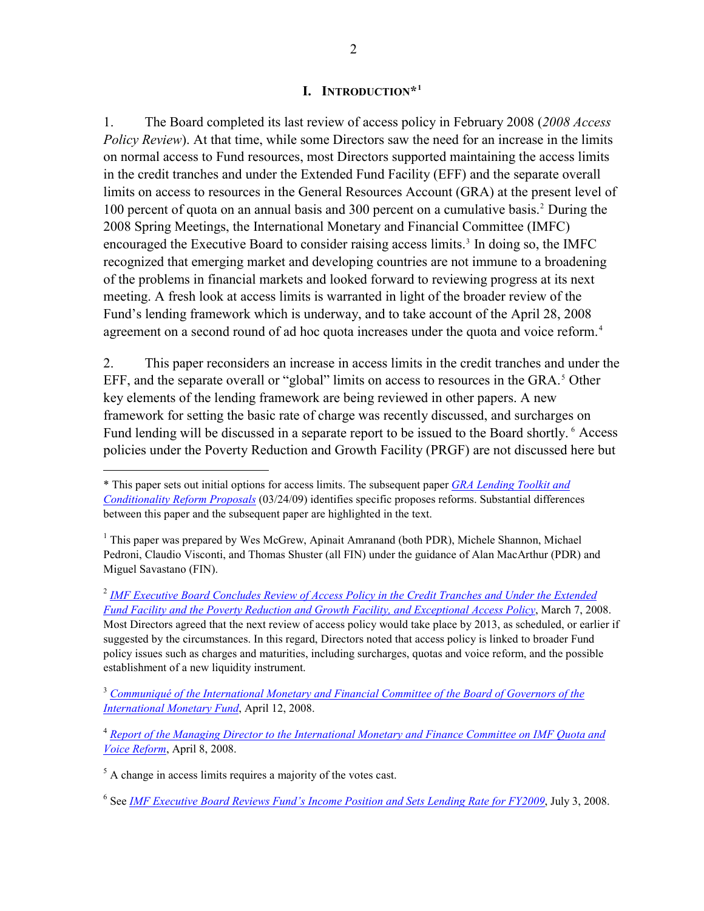## I. INTRODUCTION*[1]

1. The Board completed its last review of access policy in February 2008 (*2008 Access Policy Review*). At that time, while some Directors saw the need for an increase in the limits on normal access to Fund resources, most Directors supported maintaining the access limits in the credit tranches and under the Extended Fund Facility (EFF) and the separate overall limits on access to resources in the General Resources Account (GRA) at the present level of 100 percent of quota on an annual basis and 300 percent on a cumulative basis.[2] During the 2008 Spring Meetings, the International Monetary and Financial Committee (IMFC) encouraged the Executive Board to consider raising access limits.[3] In doing so, the IMFC recognized that emerging market and developing countries are not immune to a broadening of the problems in financial markets and looked forward to reviewing progress at its next meeting. A fresh look at access limits is warranted in light of the broader review of the Fund's lending framework which is underway, and to take account of the April 28, 2008 agreement on a second round of ad hoc quota increases under the quota and voice reform.[4]

2. This paper reconsiders an increase in access limits in the credit tranches and under the EFF, and the separate overall or "global" limits on access to resources in the GRA.[5] Other key elements of the lending framework are being reviewed in other papers. A new framework for setting the basic rate of charge was recently discussed, and surcharges on Fund lending will be discussed in a separate report to be issued to the Board shortly.[6] Access policies under the Poverty Reduction and Growth Facility (PRGF) are not discussed here but

---

\* This paper sets out initial options for access limits. The subsequent paper *GRA Lending Toolkit and Conditionality Reform Proposals* (03/24/09) identifies specific proposes reforms. Substantial differences between this paper and the subsequent paper are highlighted in the text.

[1] This paper was prepared by Wes McGrew, Apinait Amranand (both PDR), Michele Shannon, Michael Pedroni, Claudio Visconti, and Thomas Shuster (all FIN) under the guidance of Alan MacArthur (PDR) and Miguel Savastano (FIN).

[2] *IMF Executive Board Concludes Review of Access Policy in the Credit Tranches and Under the Extended Fund Facility and the Poverty Reduction and Growth Facility, and Exceptional Access Policy*, March 7, 2008. Most Directors agreed that the next review of access policy would take place by 2013, as scheduled, or earlier if suggested by the circumstances. In this regard, Directors noted that access policy is linked to broader Fund policy issues such as charges and maturities, including surcharges, quotas and voice reform, and the possible establishment of a new liquidity instrument.

[3] *Communiqué of the International Monetary and Financial Committee of the Board of Governors of the International Monetary Fund*, April 12, 2008.

[4] *Report of the Managing Director to the International Monetary and Finance Committee on IMF Quota and Voice Reform*, April 8, 2008.

[5] A change in access limits requires a majority of the votes cast.

[6] See *IMF Executive Board Reviews Fund's Income Position and Sets Lending Rate for FY2009*, July 3, 2008.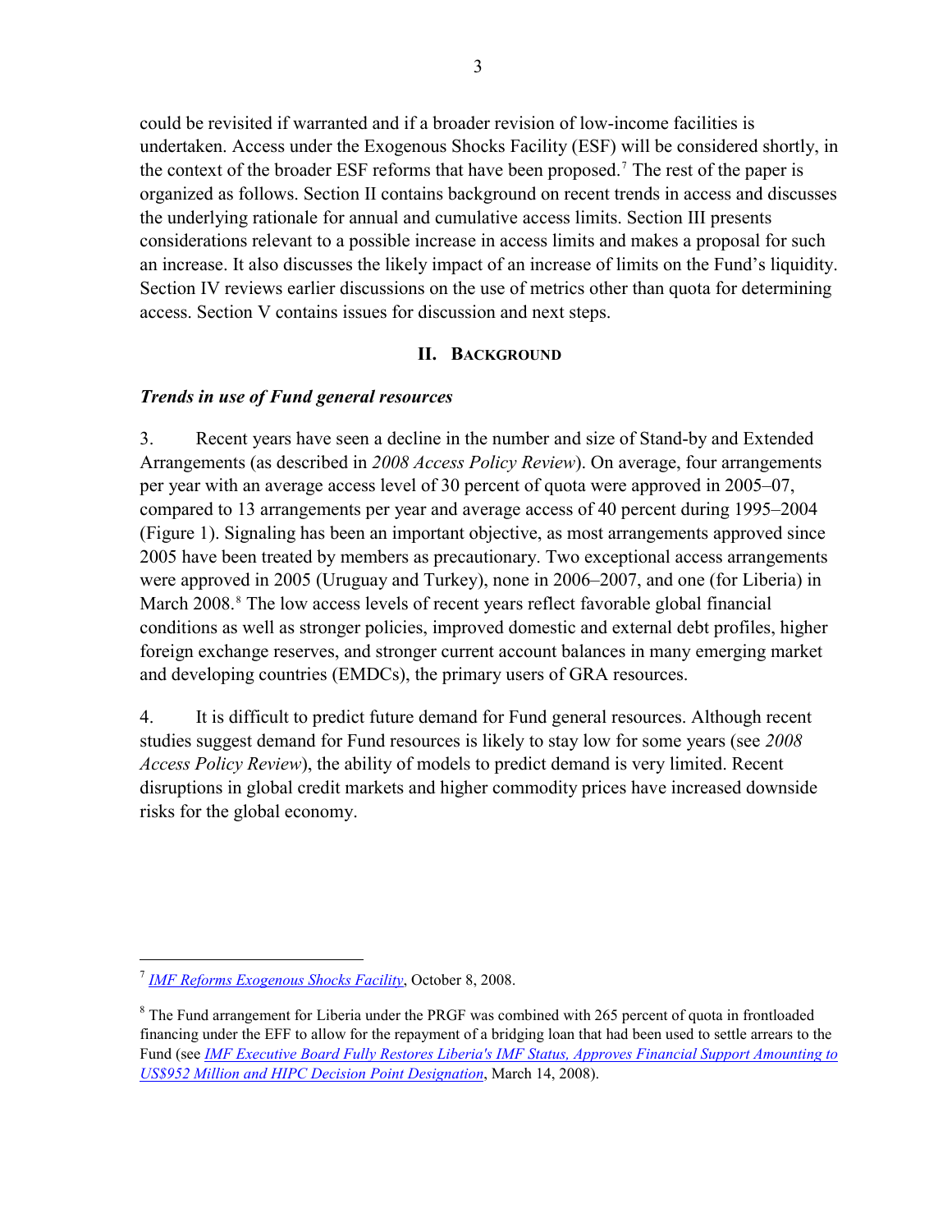could be revisited if warranted and if a broader revision of low-income facilities is undertaken. Access under the Exogenous Shocks Facility (ESF) will be considered shortly, in the context of the broader ESF reforms that have been proposed.[7] The rest of the paper is organized as follows. Section II contains background on recent trends in access and discusses the underlying rationale for annual and cumulative access limits. Section III presents considerations relevant to a possible increase in access limits and makes a proposal for such an increase. It also discusses the likely impact of an increase of limits on the Fund's liquidity. Section IV reviews earlier discussions on the use of metrics other than quota for determining access. Section V contains issues for discussion and next steps.

## II. Background

### *Trends in use of Fund general resources*

3. Recent years have seen a decline in the number and size of Stand-by and Extended Arrangements (as described in *2008 Access Policy Review*). On average, four arrangements per year with an average access level of 30 percent of quota were approved in 2005–07, compared to 13 arrangements per year and average access of 40 percent during 1995–2004 (Figure 1). Signaling has been an important objective, as most arrangements approved since 2005 have been treated by members as precautionary. Two exceptional access arrangements were approved in 2005 (Uruguay and Turkey), none in 2006–2007, and one (for Liberia) in March 2008.[8] The low access levels of recent years reflect favorable global financial conditions as well as stronger policies, improved domestic and external debt profiles, higher foreign exchange reserves, and stronger current account balances in many emerging market and developing countries (EMDCs), the primary users of GRA resources.

4. It is difficult to predict future demand for Fund general resources. Although recent studies suggest demand for Fund resources is likely to stay low for some years (see *2008 Access Policy Review*), the ability of models to predict demand is very limited. Recent disruptions in global credit markets and higher commodity prices have increased downside risks for the global economy.

---

[7] *IMF Reforms Exogenous Shocks Facility*, October 8, 2008.

[8] The Fund arrangement for Liberia under the PRGF was combined with 265 percent of quota in frontloaded financing under the EFF to allow for the repayment of a bridging loan that had been used to settle arrears to the Fund (see *IMF Executive Board Fully Restores Liberia's IMF Status, Approves Financial Support Amounting to US$952 Million and HIPC Decision Point Designation*, March 14, 2008).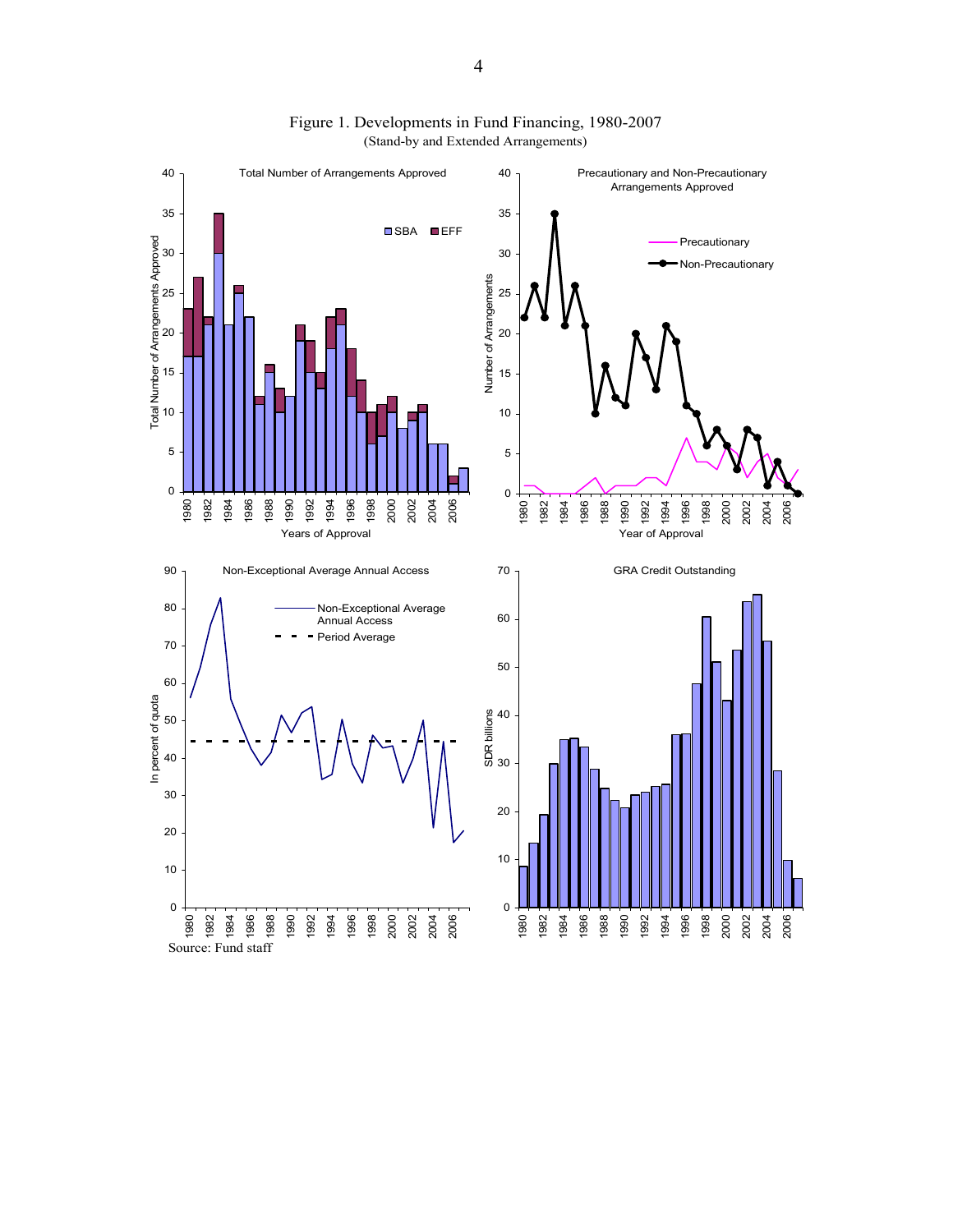Figure 1. Developments in Fund Financing, 1980-2007
(Stand-by and Extended Arrangements)

Source: Fund staff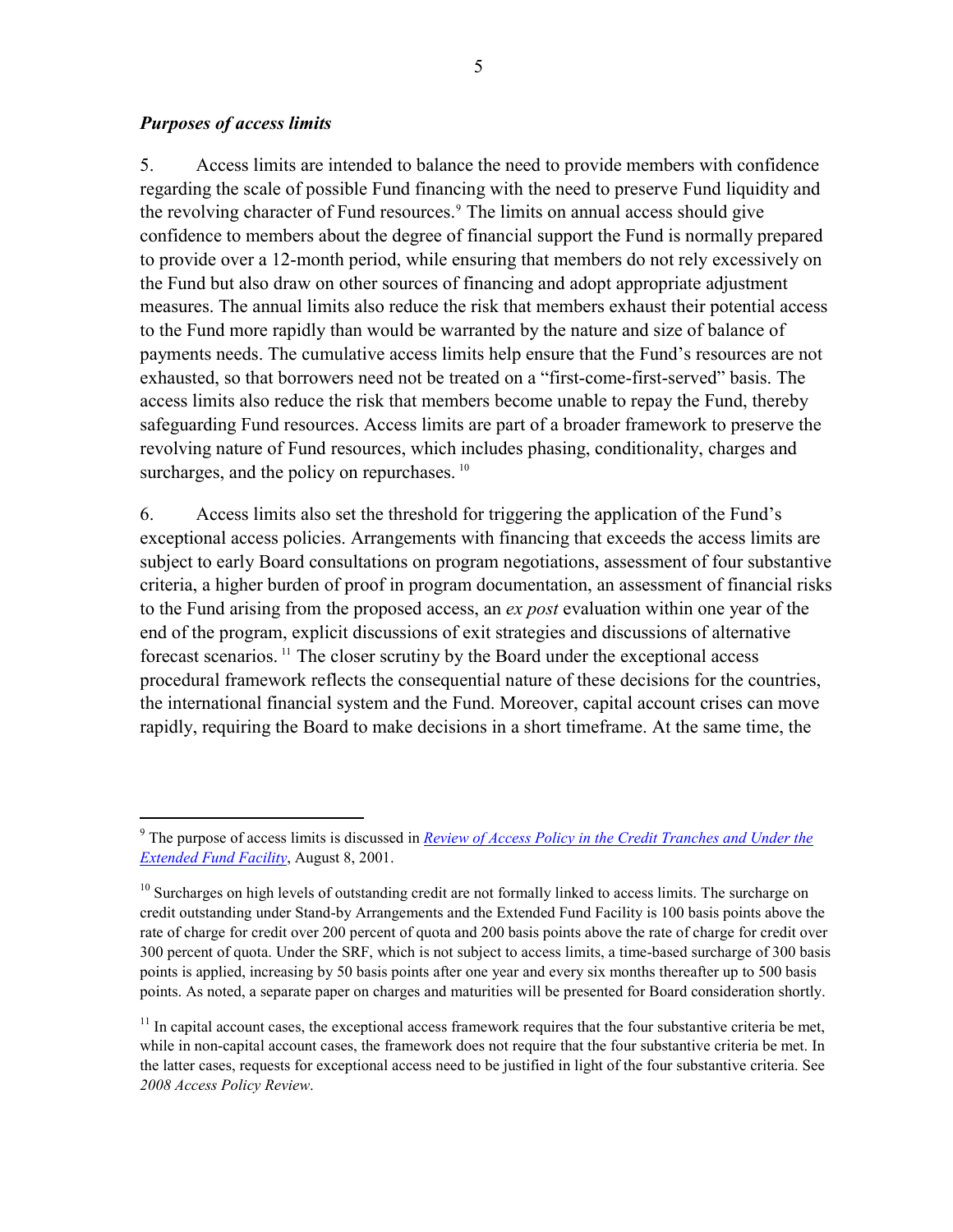***Purposes of access limits***

5. Access limits are intended to balance the need to provide members with confidence regarding the scale of possible Fund financing with the need to preserve Fund liquidity and the revolving character of Fund resources.[9] The limits on annual access should give confidence to members about the degree of financial support the Fund is normally prepared to provide over a 12-month period, while ensuring that members do not rely excessively on the Fund but also draw on other sources of financing and adopt appropriate adjustment measures. The annual limits also reduce the risk that members exhaust their potential access to the Fund more rapidly than would be warranted by the nature and size of balance of payments needs. The cumulative access limits help ensure that the Fund's resources are not exhausted, so that borrowers need not be treated on a "first-come-first-served" basis. The access limits also reduce the risk that members become unable to repay the Fund, thereby safeguarding Fund resources. Access limits are part of a broader framework to preserve the revolving nature of Fund resources, which includes phasing, conditionality, charges and surcharges, and the policy on repurchases.[10]

6. Access limits also set the threshold for triggering the application of the Fund's exceptional access policies. Arrangements with financing that exceeds the access limits are subject to early Board consultations on program negotiations, assessment of four substantive criteria, a higher burden of proof in program documentation, an assessment of financial risks to the Fund arising from the proposed access, an *ex post* evaluation within one year of the end of the program, explicit discussions of exit strategies and discussions of alternative forecast scenarios.[11] The closer scrutiny by the Board under the exceptional access procedural framework reflects the consequential nature of these decisions for the countries, the international financial system and the Fund. Moreover, capital account crises can move rapidly, requiring the Board to make decisions in a short timeframe. At the same time, the

---

[9] The purpose of access limits is discussed in *Review of Access Policy in the Credit Tranches and Under the Extended Fund Facility*, August 8, 2001.

[10] Surcharges on high levels of outstanding credit are not formally linked to access limits. The surcharge on credit outstanding under Stand-by Arrangements and the Extended Fund Facility is 100 basis points above the rate of charge for credit over 200 percent of quota and 200 basis points above the rate of charge for credit over 300 percent of quota. Under the SRF, which is not subject to access limits, a time-based surcharge of 300 basis points is applied, increasing by 50 basis points after one year and every six months thereafter up to 500 basis points. As noted, a separate paper on charges and maturities will be presented for Board consideration shortly.

[11] In capital account cases, the exceptional access framework requires that the four substantive criteria be met, while in non-capital account cases, the framework does not require that the four substantive criteria be met. In the latter cases, requests for exceptional access need to be justified in light of the four substantive criteria. See *2008 Access Policy Review*.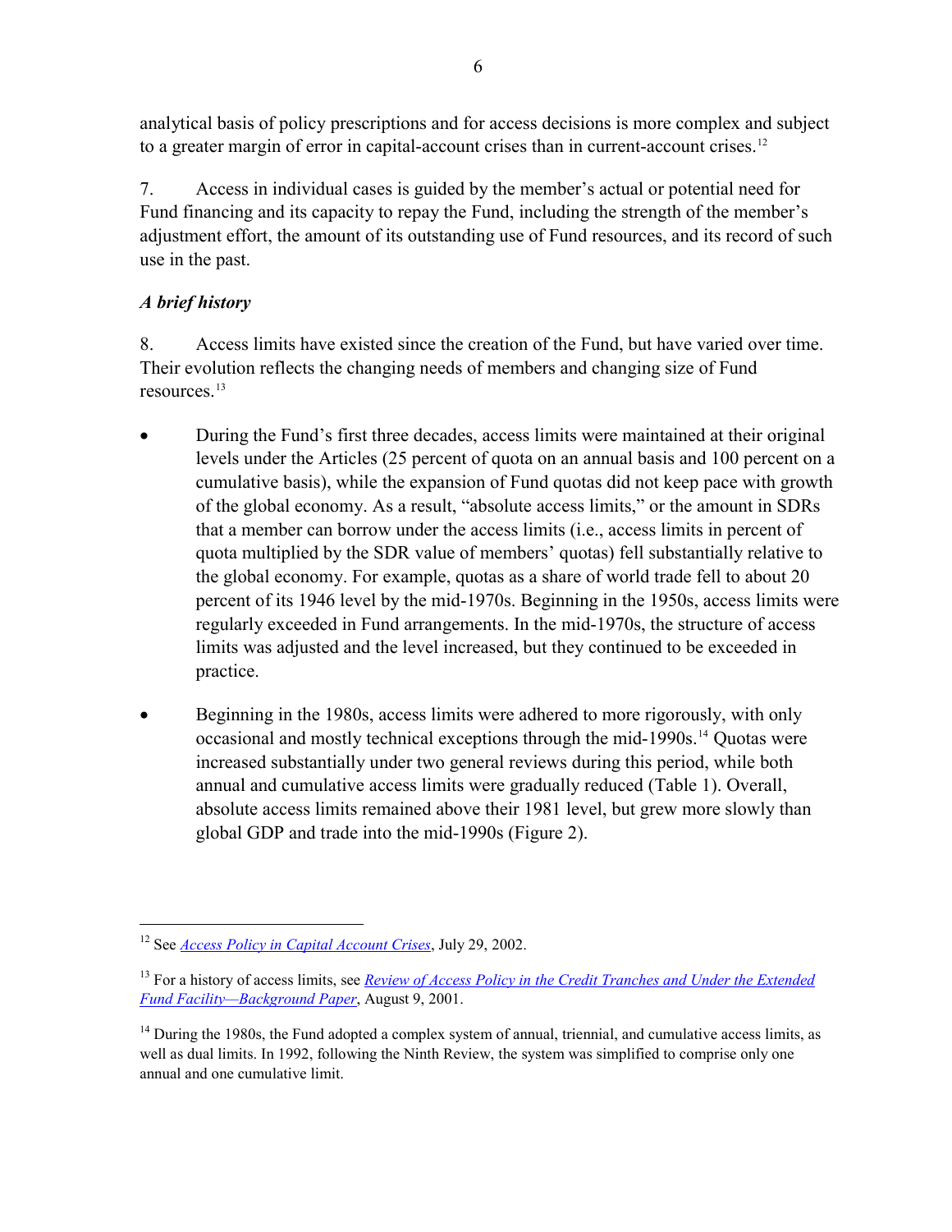analytical basis of policy prescriptions and for access decisions is more complex and subject to a greater margin of error in capital-account crises than in current-account crises.[12]

7. Access in individual cases is guided by the member's actual or potential need for Fund financing and its capacity to repay the Fund, including the strength of the member's adjustment effort, the amount of its outstanding use of Fund resources, and its record of such use in the past.

***A brief history***

8. Access limits have existed since the creation of the Fund, but have varied over time. Their evolution reflects the changing needs of members and changing size of Fund resources.[13]

- During the Fund's first three decades, access limits were maintained at their original levels under the Articles (25 percent of quota on an annual basis and 100 percent on a cumulative basis), while the expansion of Fund quotas did not keep pace with growth of the global economy. As a result, "absolute access limits," or the amount in SDRs that a member can borrow under the access limits (i.e., access limits in percent of quota multiplied by the SDR value of members' quotas) fell substantially relative to the global economy. For example, quotas as a share of world trade fell to about 20 percent of its 1946 level by the mid-1970s. Beginning in the 1950s, access limits were regularly exceeded in Fund arrangements. In the mid-1970s, the structure of access limits was adjusted and the level increased, but they continued to be exceeded in practice.

- Beginning in the 1980s, access limits were adhered to more rigorously, with only occasional and mostly technical exceptions through the mid-1990s.[14] Quotas were increased substantially under two general reviews during this period, while both annual and cumulative access limits were gradually reduced (Table 1). Overall, absolute access limits remained above their 1981 level, but grew more slowly than global GDP and trade into the mid-1990s (Figure 2).

---

[12] See *Access Policy in Capital Account Crises*, July 29, 2002.

[13] For a history of access limits, see *Review of Access Policy in the Credit Tranches and Under the Extended Fund Facility—Background Paper*, August 9, 2001.

[14] During the 1980s, the Fund adopted a complex system of annual, triennial, and cumulative access limits, as well as dual limits. In 1992, following the Ninth Review, the system was simplified to comprise only one annual and one cumulative limit.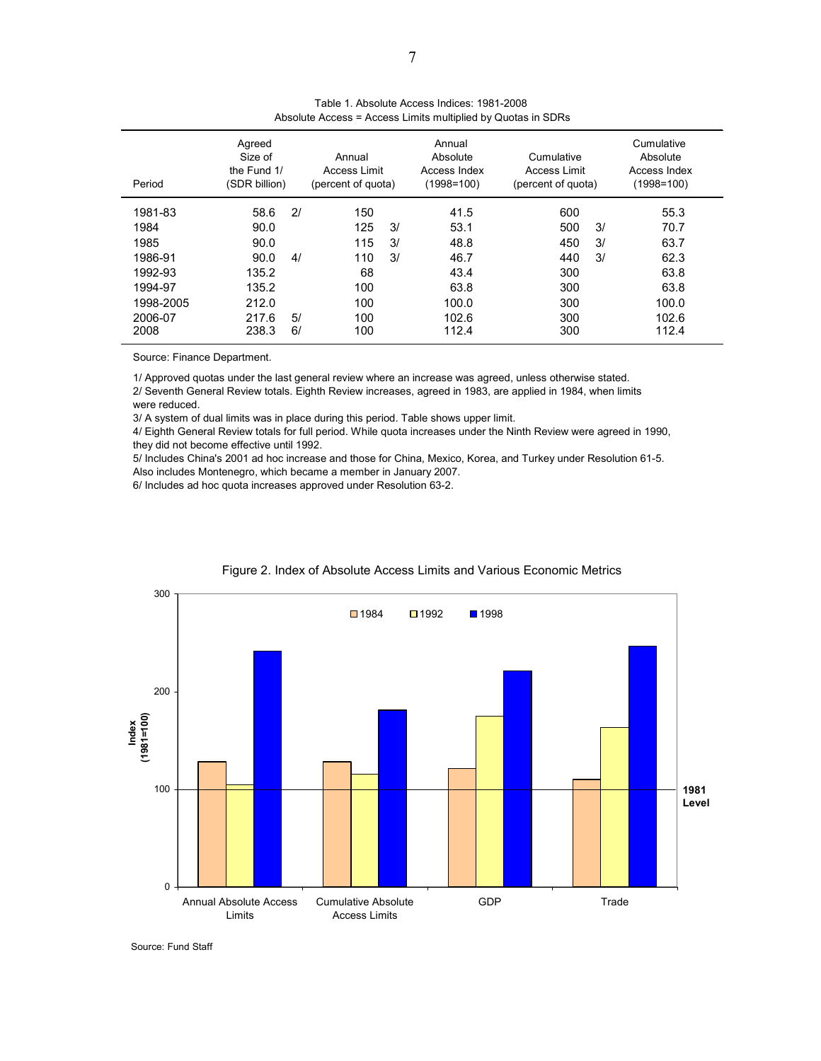Table 1. Absolute Access Indices: 1981-2008
Absolute Access = Access Limits multiplied by Quotas in SDRs

| Period | Agreed Size of the Fund 1/ (SDR billion) | Annual Access Limit (percent of quota) | Annual Absolute Access Index (1998=100) | Cumulative Access Limit (percent of quota) | Cumulative Absolute Access Index (1998=100) |
|---|---|---|---|---|---|
| 1981-83 | 58.6 2/ | 150 | 41.5 | 600 | 55.3 |
| 1984 | 90.0 | 125 3/ | 53.1 | 500 3/ | 70.7 |
| 1985 | 90.0 | 115 3/ | 48.8 | 450 3/ | 63.7 |
| 1986-91 | 90.0 4/ | 110 3/ | 46.7 | 440 3/ | 62.3 |
| 1992-93 | 135.2 | 68 | 43.4 | 300 | 63.8 |
| 1994-97 | 135.2 | 100 | 63.8 | 300 | 63.8 |
| 1998-2005 | 212.0 | 100 | 100.0 | 300 | 100.0 |
| 2006-07 | 217.6 5/ | 100 | 102.6 | 300 | 102.6 |
| 2008 | 238.3 6/ | 100 | 112.4 | 300 | 112.4 |

Source: Finance Department.

1/ Approved quotas under the last general review where an increase was agreed, unless otherwise stated.
2/ Seventh General Review totals. Eighth Review increases, agreed in 1983, are applied in 1984, when limits were reduced.
3/ A system of dual limits was in place during this period. Table shows upper limit.
4/ Eighth General Review totals for full period. While quota increases under the Ninth Review were agreed in 1990, they did not become effective until 1992.
5/ Includes China's 2001 ad hoc increase and those for China, Mexico, Korea, and Turkey under Resolution 61-5. Also includes Montenegro, which became a member in January 2007.
6/ Includes ad hoc quota increases approved under Resolution 63-2.

Figure 2. Index of Absolute Access Limits and Various Economic Metrics

Source: Fund Staff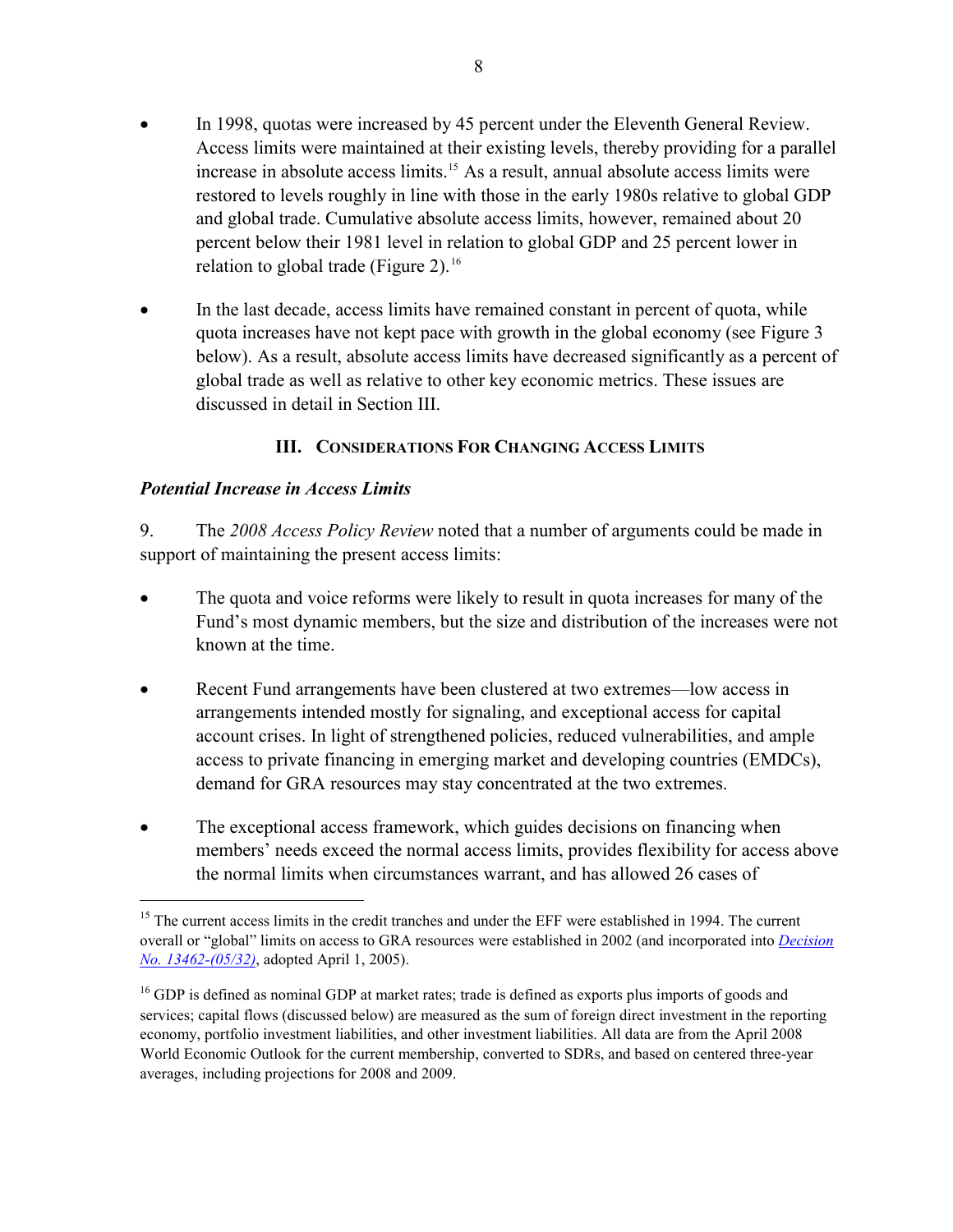- In 1998, quotas were increased by 45 percent under the Eleventh General Review. Access limits were maintained at their existing levels, thereby providing for a parallel increase in absolute access limits.[15] As a result, annual absolute access limits were restored to levels roughly in line with those in the early 1980s relative to global GDP and global trade. Cumulative absolute access limits, however, remained about 20 percent below their 1981 level in relation to global GDP and 25 percent lower in relation to global trade (Figure 2).[16]

- In the last decade, access limits have remained constant in percent of quota, while quota increases have not kept pace with growth in the global economy (see Figure 3 below). As a result, absolute access limits have decreased significantly as a percent of global trade as well as relative to other key economic metrics. These issues are discussed in detail in Section III.

## III. Considerations For Changing Access Limits

### *Potential Increase in Access Limits*

9. The *2008 Access Policy Review* noted that a number of arguments could be made in support of maintaining the present access limits:

- The quota and voice reforms were likely to result in quota increases for many of the Fund's most dynamic members, but the size and distribution of the increases were not known at the time.

- Recent Fund arrangements have been clustered at two extremes—low access in arrangements intended mostly for signaling, and exceptional access for capital account crises. In light of strengthened policies, reduced vulnerabilities, and ample access to private financing in emerging market and developing countries (EMDCs), demand for GRA resources may stay concentrated at the two extremes.

- The exceptional access framework, which guides decisions on financing when members' needs exceed the normal access limits, provides flexibility for access above the normal limits when circumstances warrant, and has allowed 26 cases of

---

[15] The current access limits in the credit tranches and under the EFF were established in 1994. The current overall or "global" limits on access to GRA resources were established in 2002 (and incorporated into *Decision No. 13462-(05/32)*, adopted April 1, 2005).

[16] GDP is defined as nominal GDP at market rates; trade is defined as exports plus imports of goods and services; capital flows (discussed below) are measured as the sum of foreign direct investment in the reporting economy, portfolio investment liabilities, and other investment liabilities. All data are from the April 2008 World Economic Outlook for the current membership, converted to SDRs, and based on centered three-year averages, including projections for 2008 and 2009.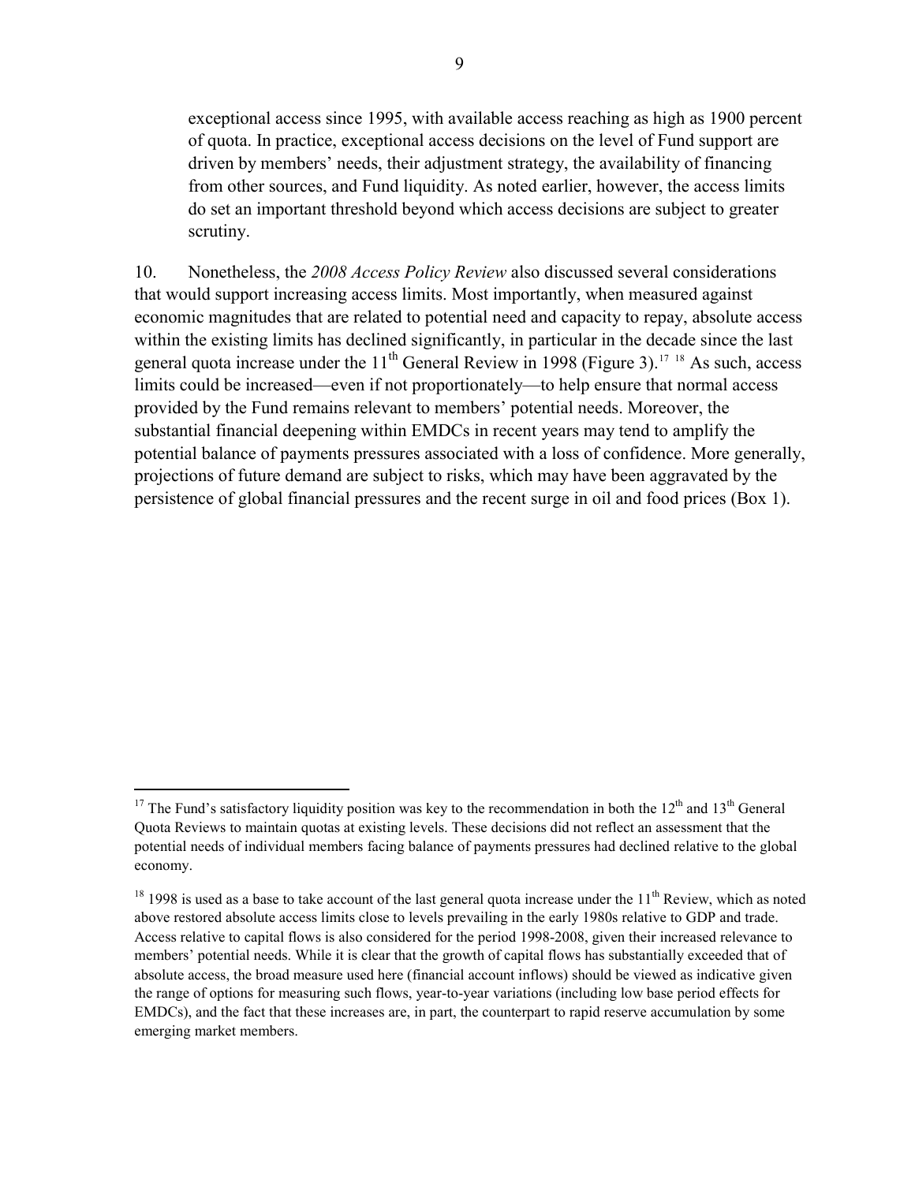exceptional access since 1995, with available access reaching as high as 1900 percent of quota. In practice, exceptional access decisions on the level of Fund support are driven by members' needs, their adjustment strategy, the availability of financing from other sources, and Fund liquidity. As noted earlier, however, the access limits do set an important threshold beyond which access decisions are subject to greater scrutiny.

10. Nonetheless, the *2008 Access Policy Review* also discussed several considerations that would support increasing access limits. Most importantly, when measured against economic magnitudes that are related to potential need and capacity to repay, absolute access within the existing limits has declined significantly, in particular in the decade since the last general quota increase under the 11th General Review in 1998 (Figure 3).[17] [18] As such, access limits could be increased—even if not proportionately—to help ensure that normal access provided by the Fund remains relevant to members' potential needs. Moreover, the substantial financial deepening within EMDCs in recent years may tend to amplify the potential balance of payments pressures associated with a loss of confidence. More generally, projections of future demand are subject to risks, which may have been aggravated by the persistence of global financial pressures and the recent surge in oil and food prices (Box 1).

---

[17] The Fund's satisfactory liquidity position was key to the recommendation in both the 12th and 13th General Quota Reviews to maintain quotas at existing levels. These decisions did not reflect an assessment that the potential needs of individual members facing balance of payments pressures had declined relative to the global economy.

[18] 1998 is used as a base to take account of the last general quota increase under the 11th Review, which as noted above restored absolute access limits close to levels prevailing in the early 1980s relative to GDP and trade. Access relative to capital flows is also considered for the period 1998-2008, given their increased relevance to members' potential needs. While it is clear that the growth of capital flows has substantially exceeded that of absolute access, the broad measure used here (financial account inflows) should be viewed as indicative given the range of options for measuring such flows, year-to-year variations (including low base period effects for EMDCs), and the fact that these increases are, in part, the counterpart to rapid reserve accumulation by some emerging market members.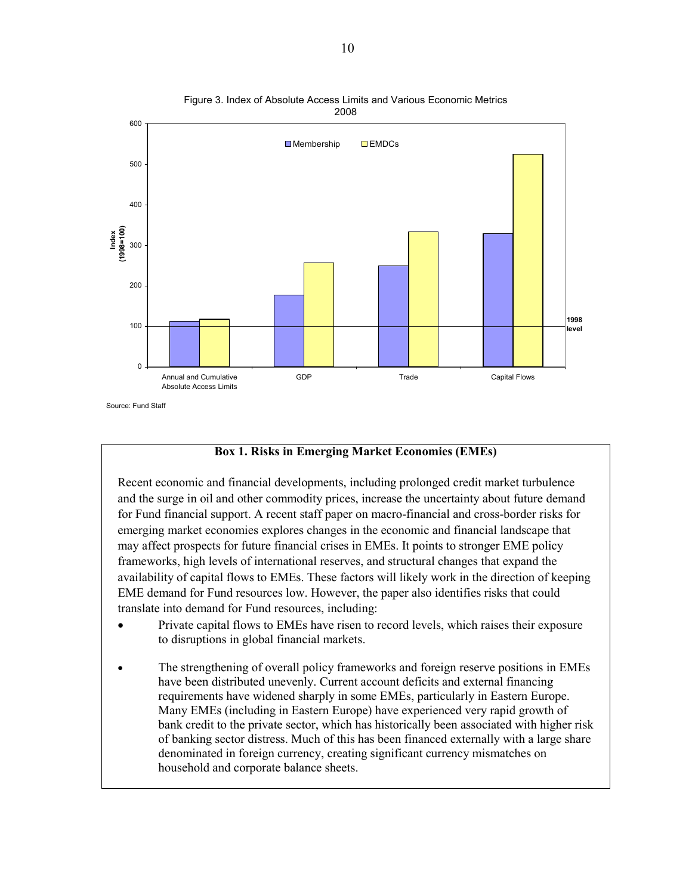Figure 3. Index of Absolute Access Limits and Various Economic Metrics
2008

Source: Fund Staff

**Box 1. Risks in Emerging Market Economies (EMEs)**

Recent economic and financial developments, including prolonged credit market turbulence and the surge in oil and other commodity prices, increase the uncertainty about future demand for Fund financial support. A recent staff paper on macro-financial and cross-border risks for emerging market economies explores changes in the economic and financial landscape that may affect prospects for future financial crises in EMEs. It points to stronger EME policy frameworks, high levels of international reserves, and structural changes that expand the availability of capital flows to EMEs. These factors will likely work in the direction of keeping EME demand for Fund resources low. However, the paper also identifies risks that could translate into demand for Fund resources, including:

- Private capital flows to EMEs have risen to record levels, which raises their exposure to disruptions in global financial markets.
- The strengthening of overall policy frameworks and foreign reserve positions in EMEs have been distributed unevenly. Current account deficits and external financing requirements have widened sharply in some EMEs, particularly in Eastern Europe. Many EMEs (including in Eastern Europe) have experienced very rapid growth of bank credit to the private sector, which has historically been associated with higher risk of banking sector distress. Much of this has been financed externally with a large share denominated in foreign currency, creating significant currency mismatches on household and corporate balance sheets.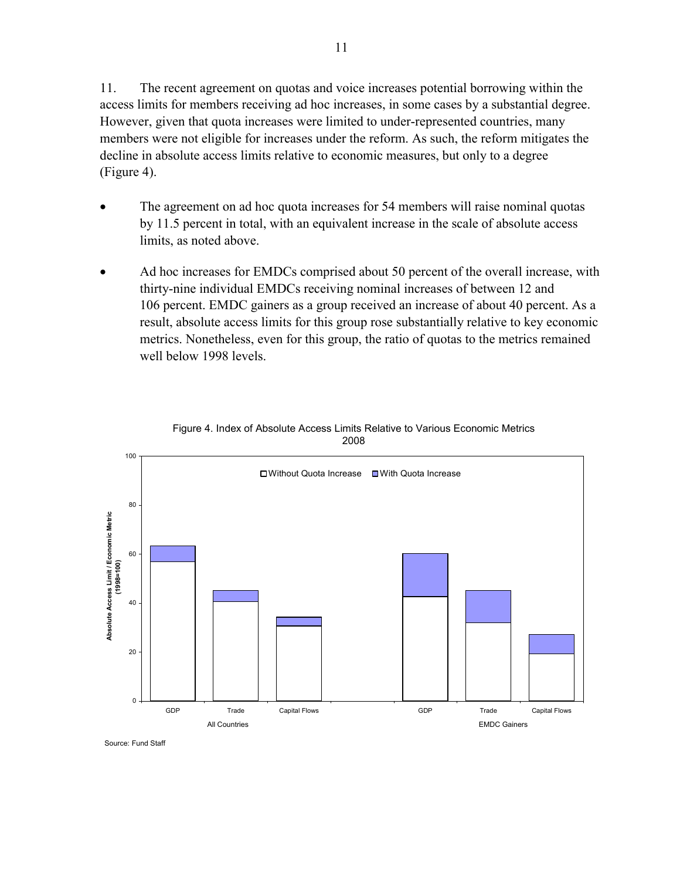11. The recent agreement on quotas and voice increases potential borrowing within the access limits for members receiving ad hoc increases, in some cases by a substantial degree. However, given that quota increases were limited to under-represented countries, many members were not eligible for increases under the reform. As such, the reform mitigates the decline in absolute access limits relative to economic measures, but only to a degree (Figure 4).

- The agreement on ad hoc quota increases for 54 members will raise nominal quotas by 11.5 percent in total, with an equivalent increase in the scale of absolute access limits, as noted above.
- Ad hoc increases for EMDCs comprised about 50 percent of the overall increase, with thirty-nine individual EMDCs receiving nominal increases of between 12 and 106 percent. EMDC gainers as a group received an increase of about 40 percent. As a result, absolute access limits for this group rose substantially relative to key economic metrics. Nonetheless, even for this group, the ratio of quotas to the metrics remained well below 1998 levels.

Figure 4. Index of Absolute Access Limits Relative to Various Economic Metrics 2008

Source: Fund Staff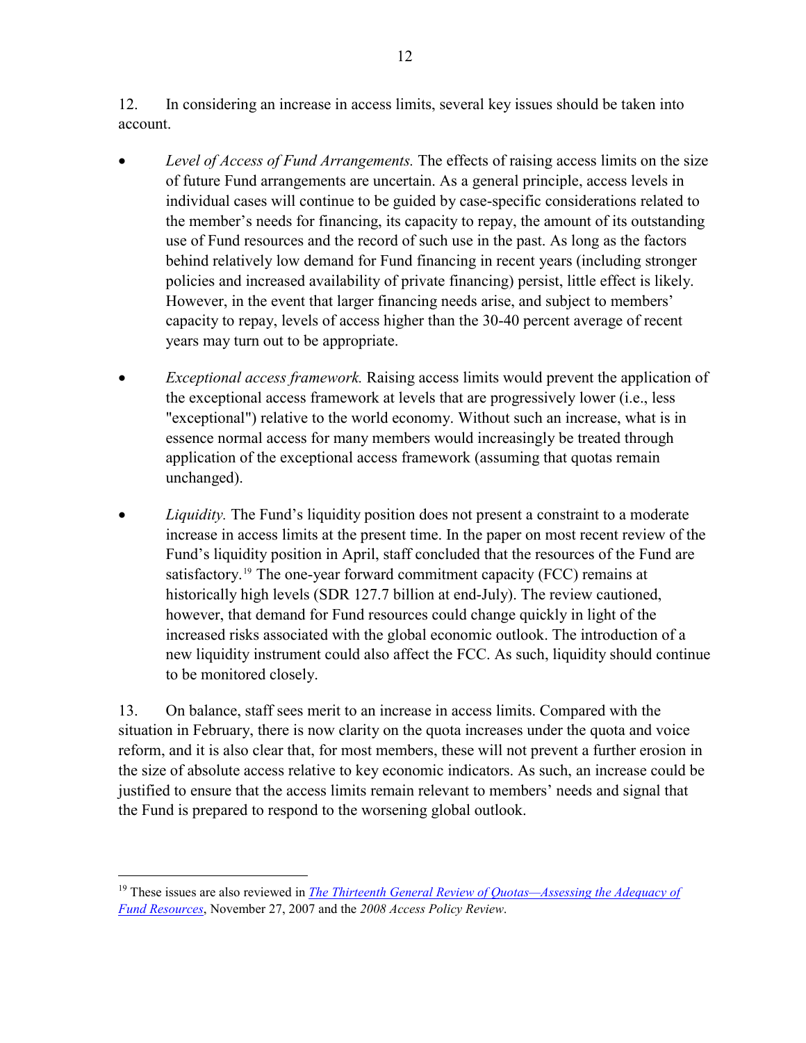12. In considering an increase in access limits, several key issues should be taken into account.

- *Level of Access of Fund Arrangements.* The effects of raising access limits on the size of future Fund arrangements are uncertain. As a general principle, access levels in individual cases will continue to be guided by case-specific considerations related to the member's needs for financing, its capacity to repay, the amount of its outstanding use of Fund resources and the record of such use in the past. As long as the factors behind relatively low demand for Fund financing in recent years (including stronger policies and increased availability of private financing) persist, little effect is likely. However, in the event that larger financing needs arise, and subject to members' capacity to repay, levels of access higher than the 30-40 percent average of recent years may turn out to be appropriate.

- *Exceptional access framework.* Raising access limits would prevent the application of the exceptional access framework at levels that are progressively lower (i.e., less "exceptional") relative to the world economy. Without such an increase, what is in essence normal access for many members would increasingly be treated through application of the exceptional access framework (assuming that quotas remain unchanged).

- *Liquidity.* The Fund's liquidity position does not present a constraint to a moderate increase in access limits at the present time. In the paper on most recent review of the Fund's liquidity position in April, staff concluded that the resources of the Fund are satisfactory.[19] The one-year forward commitment capacity (FCC) remains at historically high levels (SDR 127.7 billion at end-July). The review cautioned, however, that demand for Fund resources could change quickly in light of the increased risks associated with the global economic outlook. The introduction of a new liquidity instrument could also affect the FCC. As such, liquidity should continue to be monitored closely.

13. On balance, staff sees merit to an increase in access limits. Compared with the situation in February, there is now clarity on the quota increases under the quota and voice reform, and it is also clear that, for most members, these will not prevent a further erosion in the size of absolute access relative to key economic indicators. As such, an increase could be justified to ensure that the access limits remain relevant to members' needs and signal that the Fund is prepared to respond to the worsening global outlook.

---

[19] These issues are also reviewed in *The Thirteenth General Review of Quotas—Assessing the Adequacy of Fund Resources*, November 27, 2007 and the *2008 Access Policy Review*.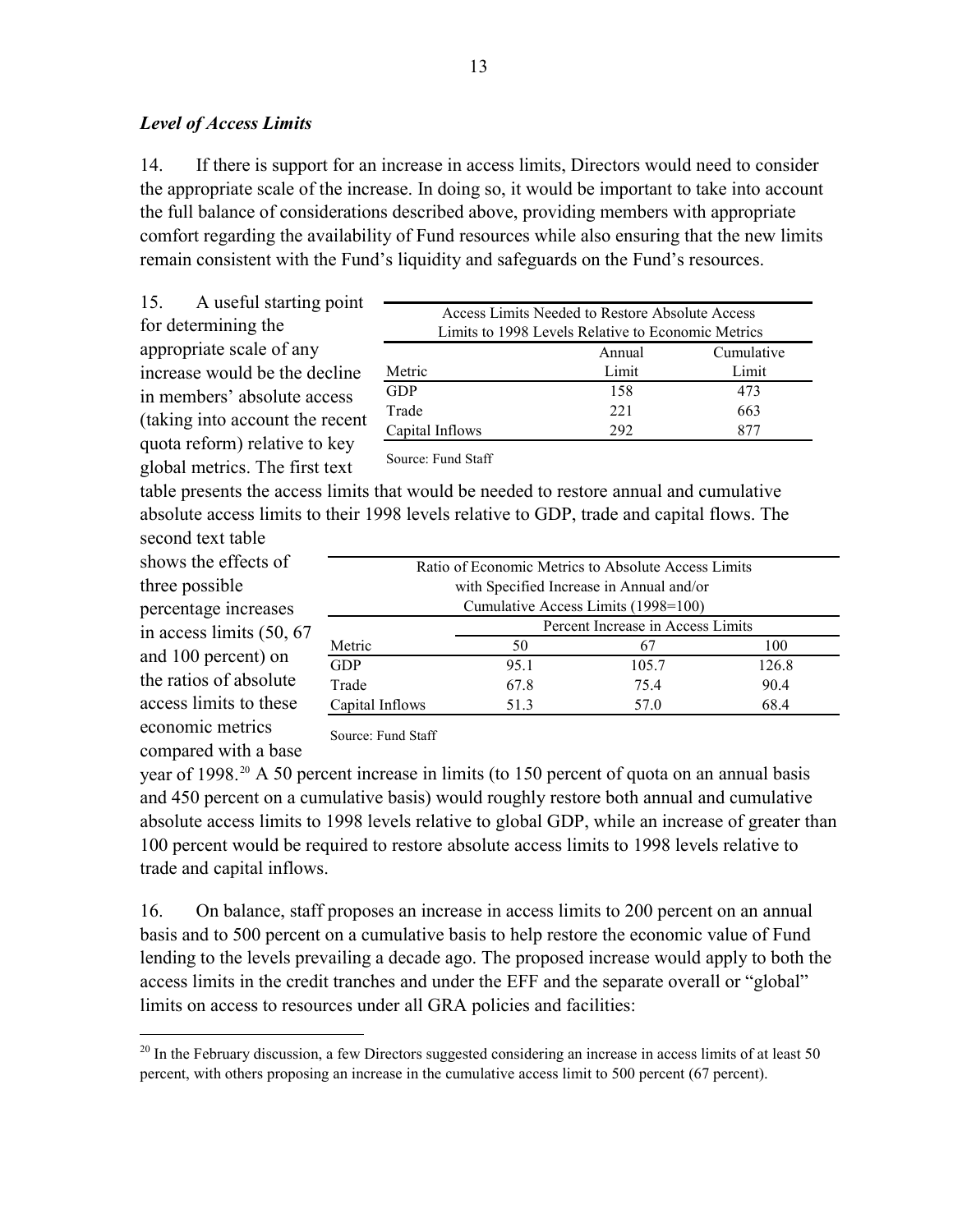### *Level of Access Limits*

14. If there is support for an increase in access limits, Directors would need to consider the appropriate scale of the increase. In doing so, it would be important to take into account the full balance of considerations described above, providing members with appropriate comfort regarding the availability of Fund resources while also ensuring that the new limits remain consistent with the Fund's liquidity and safeguards on the Fund's resources.

15. A useful starting point for determining the appropriate scale of any increase would be the decline in members' absolute access (taking into account the recent quota reform) relative to key global metrics. The first text table presents the access limits that would be needed to restore annual and cumulative absolute access limits to their 1998 levels relative to GDP, trade and capital flows. The second text table shows the effects of three possible percentage increases in access limits (50, 67 and 100 percent) on the ratios of absolute access limits to these economic metrics compared with a base year of 1998.[20] A 50 percent increase in limits (to 150 percent of quota on an annual basis and 450 percent on a cumulative basis) would roughly restore both annual and cumulative absolute access limits to 1998 levels relative to global GDP, while an increase of greater than 100 percent would be required to restore absolute access limits to 1998 levels relative to trade and capital inflows.

Access Limits Needed to Restore Absolute Access Limits to 1998 Levels Relative to Economic Metrics

| Metric | Annual Limit | Cumulative Limit |
|---|---|---|
| GDP | 158 | 473 |
| Trade | 221 | 663 |
| Capital Inflows | 292 | 877 |

Source: Fund Staff

Ratio of Economic Metrics to Absolute Access Limits with Specified Increase in Annual and/or Cumulative Access Limits (1998=100)

| | Percent Increase in Access Limits | | |
|---|---|---|---|
| Metric | 50 | 67 | 100 |
| GDP | 95.1 | 105.7 | 126.8 |
| Trade | 67.8 | 75.4 | 90.4 |
| Capital Inflows | 51.3 | 57.0 | 68.4 |

Source: Fund Staff

16. On balance, staff proposes an increase in access limits to 200 percent on an annual basis and to 500 percent on a cumulative basis to help restore the economic value of Fund lending to the levels prevailing a decade ago. The proposed increase would apply to both the access limits in the credit tranches and under the EFF and the separate overall or "global" limits on access to resources under all GRA policies and facilities:

[20] In the February discussion, a few Directors suggested considering an increase in access limits of at least 50 percent, with others proposing an increase in the cumulative access limit to 500 percent (67 percent).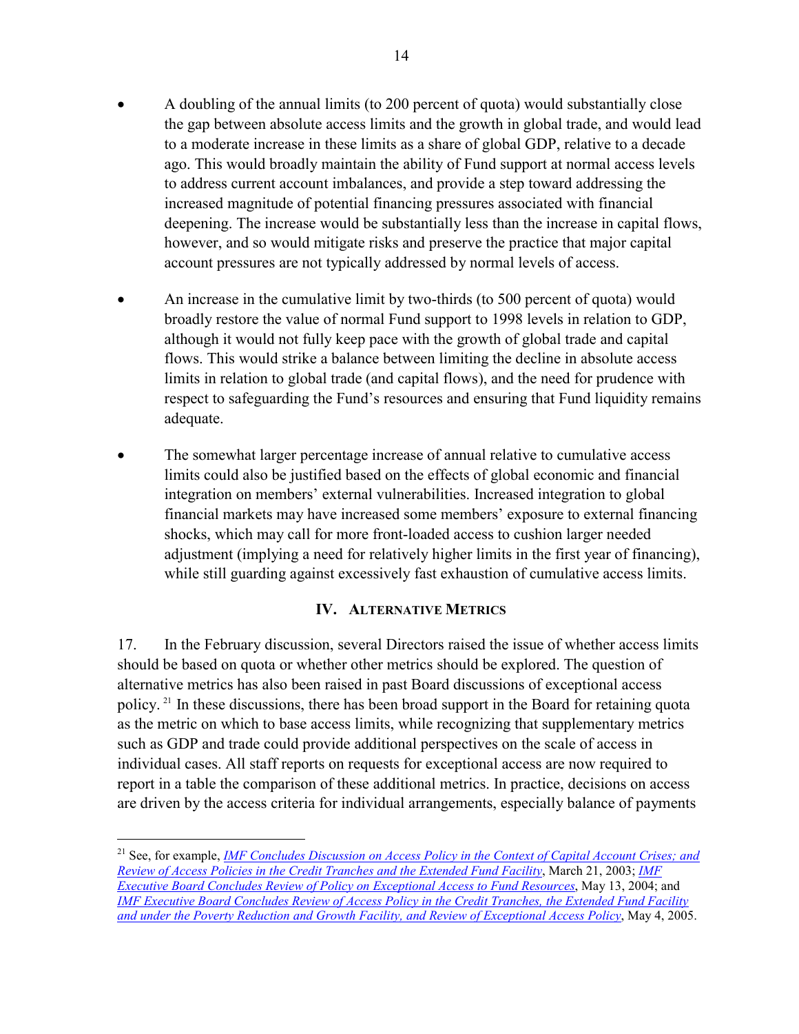- A doubling of the annual limits (to 200 percent of quota) would substantially close the gap between absolute access limits and the growth in global trade, and would lead to a moderate increase in these limits as a share of global GDP, relative to a decade ago. This would broadly maintain the ability of Fund support at normal access levels to address current account imbalances, and provide a step toward addressing the increased magnitude of potential financing pressures associated with financial deepening. The increase would be substantially less than the increase in capital flows, however, and so would mitigate risks and preserve the practice that major capital account pressures are not typically addressed by normal levels of access.

- An increase in the cumulative limit by two-thirds (to 500 percent of quota) would broadly restore the value of normal Fund support to 1998 levels in relation to GDP, although it would not fully keep pace with the growth of global trade and capital flows. This would strike a balance between limiting the decline in absolute access limits in relation to global trade (and capital flows), and the need for prudence with respect to safeguarding the Fund's resources and ensuring that Fund liquidity remains adequate.

- The somewhat larger percentage increase of annual relative to cumulative access limits could also be justified based on the effects of global economic and financial integration on members' external vulnerabilities. Increased integration to global financial markets may have increased some members' exposure to external financing shocks, which may call for more front-loaded access to cushion larger needed adjustment (implying a need for relatively higher limits in the first year of financing), while still guarding against excessively fast exhaustion of cumulative access limits.

## IV. Alternative Metrics

17. In the February discussion, several Directors raised the issue of whether access limits should be based on quota or whether other metrics should be explored. The question of alternative metrics has also been raised in past Board discussions of exceptional access policy.[21] In these discussions, there has been broad support in the Board for retaining quota as the metric on which to base access limits, while recognizing that supplementary metrics such as GDP and trade could provide additional perspectives on the scale of access in individual cases. All staff reports on requests for exceptional access are now required to report in a table the comparison of these additional metrics. In practice, decisions on access are driven by the access criteria for individual arrangements, especially balance of payments

[21] See, for example, *IMF Concludes Discussion on Access Policy in the Context of Capital Account Crises; and Review of Access Policies in the Credit Tranches and the Extended Fund Facility*, March 21, 2003; *IMF Executive Board Concludes Review of Policy on Exceptional Access to Fund Resources*, May 13, 2004; and *IMF Executive Board Concludes Review of Access Policy in the Credit Tranches, the Extended Fund Facility and under the Poverty Reduction and Growth Facility, and Review of Exceptional Access Policy*, May 4, 2005.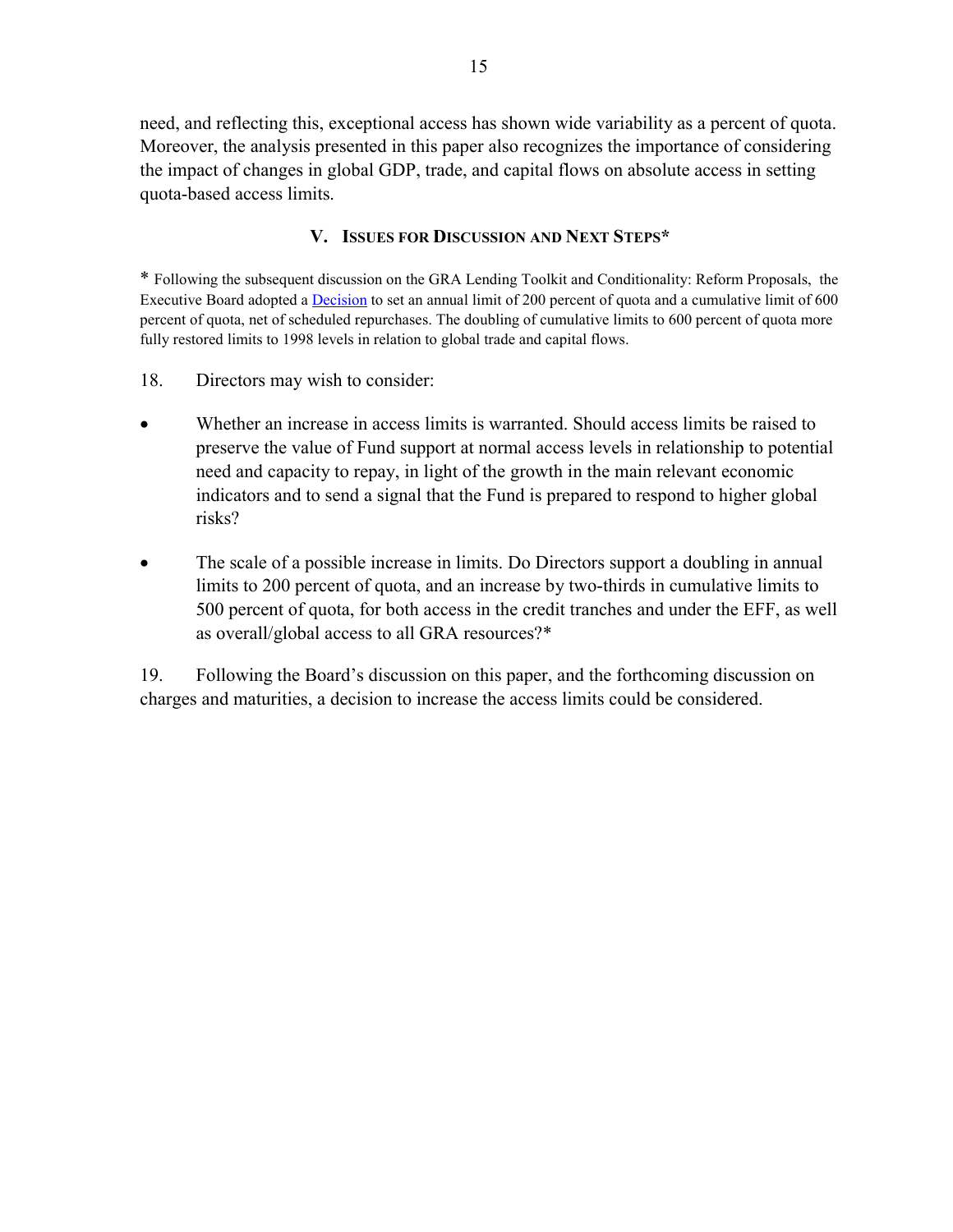need, and reflecting this, exceptional access has shown wide variability as a percent of quota. Moreover, the analysis presented in this paper also recognizes the importance of considering the impact of changes in global GDP, trade, and capital flows on absolute access in setting quota-based access limits.

## V. Issues for Discussion and Next Steps*

* Following the subsequent discussion on the GRA Lending Toolkit and Conditionality: Reform Proposals, the Executive Board adopted a Decision to set an annual limit of 200 percent of quota and a cumulative limit of 600 percent of quota, net of scheduled repurchases. The doubling of cumulative limits to 600 percent of quota more fully restored limits to 1998 levels in relation to global trade and capital flows.

18. Directors may wish to consider:

- Whether an increase in access limits is warranted. Should access limits be raised to preserve the value of Fund support at normal access levels in relationship to potential need and capacity to repay, in light of the growth in the main relevant economic indicators and to send a signal that the Fund is prepared to respond to higher global risks?

- The scale of a possible increase in limits. Do Directors support a doubling in annual limits to 200 percent of quota, and an increase by two-thirds in cumulative limits to 500 percent of quota, for both access in the credit tranches and under the EFF, as well as overall/global access to all GRA resources?*

19. Following the Board's discussion on this paper, and the forthcoming discussion on charges and maturities, a decision to increase the access limits could be considered.